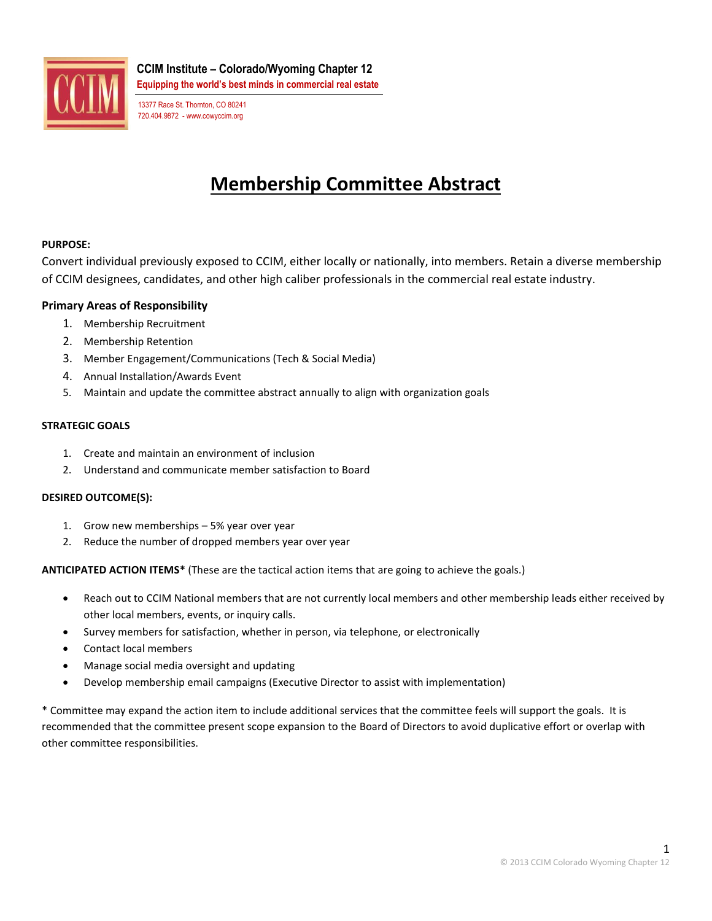**CCIM Institute – Colorado/Wyoming Chapter 12**
**Equipping the world's best minds in commercial real estate**

13377 Race St. Thornton, CO 80241
720.404.9872 - www.cowyccim.org

# Membership Committee Abstract

**PURPOSE:**

Convert individual previously exposed to CCIM, either locally or nationally, into members. Retain a diverse membership of CCIM designees, candidates, and other high caliber professionals in the commercial real estate industry.

### Primary Areas of Responsibility

1. Membership Recruitment
2. Membership Retention
3. Member Engagement/Communications (Tech & Social Media)
4. Annual Installation/Awards Event
5. Maintain and update the committee abstract annually to align with organization goals

**STRATEGIC GOALS**

1. Create and maintain an environment of inclusion
2. Understand and communicate member satisfaction to Board

**DESIRED OUTCOME(S):**

1. Grow new memberships – 5% year over year
2. Reduce the number of dropped members year over year

**ANTICIPATED ACTION ITEMS*** (These are the tactical action items that are going to achieve the goals.)

- Reach out to CCIM National members that are not currently local members and other membership leads either received by other local members, events, or inquiry calls.
- Survey members for satisfaction, whether in person, via telephone, or electronically
- Contact local members
- Manage social media oversight and updating
- Develop membership email campaigns (Executive Director to assist with implementation)

* Committee may expand the action item to include additional services that the committee feels will support the goals. It is recommended that the committee present scope expansion to the Board of Directors to avoid duplicative effort or overlap with other committee responsibilities.

© 2013 CCIM Colorado Wyoming Chapter 12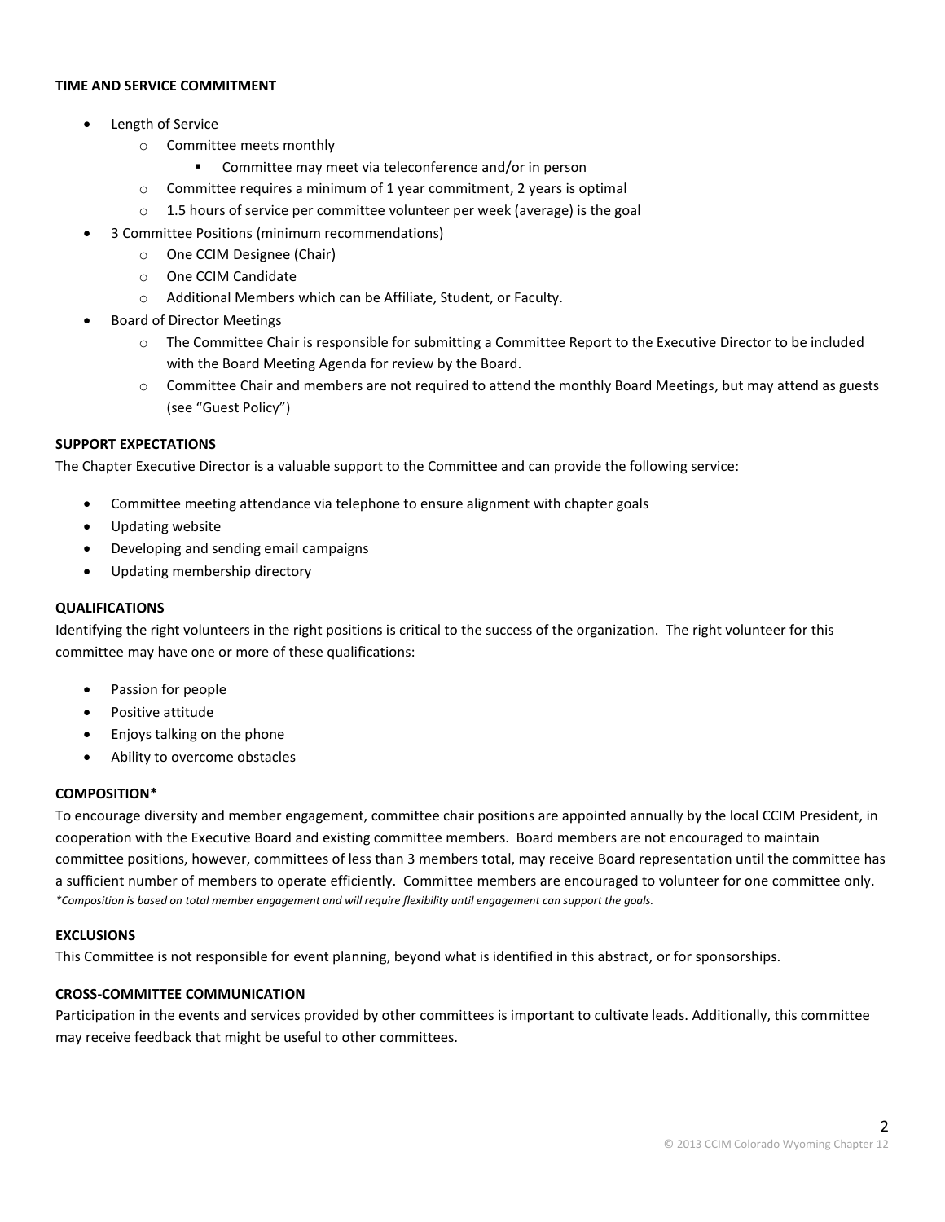**TIME AND SERVICE COMMITMENT**

- Length of Service
    - Committee meets monthly
        - Committee may meet via teleconference and/or in person
    - Committee requires a minimum of 1 year commitment, 2 years is optimal
    - 1.5 hours of service per committee volunteer per week (average) is the goal
- 3 Committee Positions (minimum recommendations)
    - One CCIM Designee (Chair)
    - One CCIM Candidate
    - Additional Members which can be Affiliate, Student, or Faculty.
- Board of Director Meetings
    - The Committee Chair is responsible for submitting a Committee Report to the Executive Director to be included with the Board Meeting Agenda for review by the Board.
    - Committee Chair and members are not required to attend the monthly Board Meetings, but may attend as guests (see "Guest Policy")

**SUPPORT EXPECTATIONS**

The Chapter Executive Director is a valuable support to the Committee and can provide the following service:

- Committee meeting attendance via telephone to ensure alignment with chapter goals
- Updating website
- Developing and sending email campaigns
- Updating membership directory

**QUALIFICATIONS**

Identifying the right volunteers in the right positions is critical to the success of the organization. The right volunteer for this committee may have one or more of these qualifications:

- Passion for people
- Positive attitude
- Enjoys talking on the phone
- Ability to overcome obstacles

**COMPOSITION***

To encourage diversity and member engagement, committee chair positions are appointed annually by the local CCIM President, in cooperation with the Executive Board and existing committee members. Board members are not encouraged to maintain committee positions, however, committees of less than 3 members total, may receive Board representation until the committee has a sufficient number of members to operate efficiently. Committee members are encouraged to volunteer for one committee only.

*\*Composition is based on total member engagement and will require flexibility until engagement can support the goals.*

**EXCLUSIONS**

This Committee is not responsible for event planning, beyond what is identified in this abstract, or for sponsorships.

**CROSS-COMMITTEE COMMUNICATION**

Participation in the events and services provided by other committees is important to cultivate leads. Additionally, this committee may receive feedback that might be useful to other committees.

© 2013 CCIM Colorado Wyoming Chapter 12